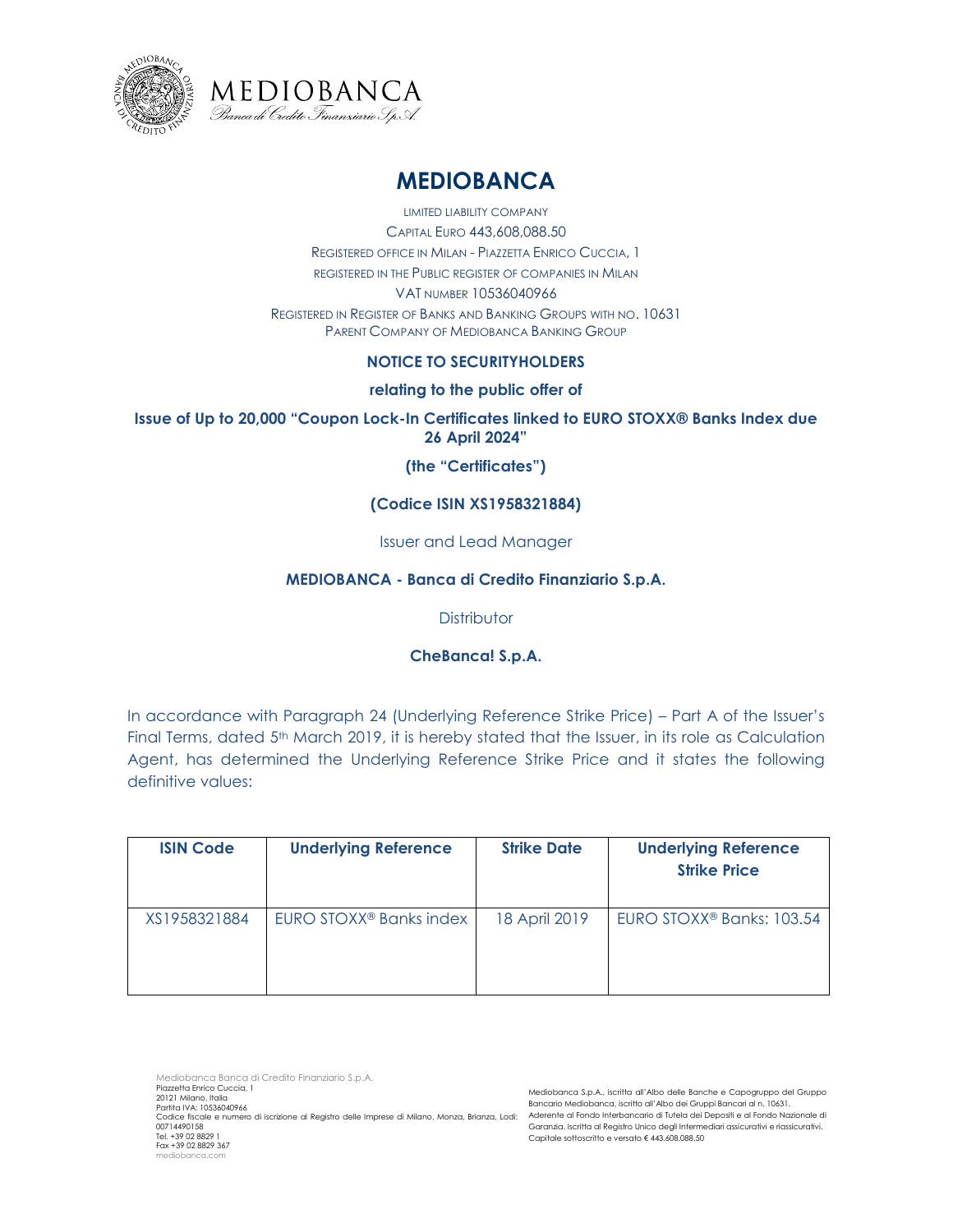# MEDIOBANCA

LIMITED LIABILITY COMPANY

CAPITAL EURO 443,608,088.50

REGISTERED OFFICE IN MILAN - PIAZZETTA ENRICO CUCCIA, 1

REGISTERED IN THE PUBLIC REGISTER OF COMPANIES IN MILAN

VAT NUMBER 10536040966

REGISTERED IN REGISTER OF BANKS AND BANKING GROUPS WITH NO. 10631

PARENT COMPANY OF MEDIOBANCA BANKING GROUP

**NOTICE TO SECURITYHOLDERS**

**relating to the public offer of**

**Issue of Up to 20,000 "Coupon Lock-In Certificates linked to EURO STOXX® Banks Index due 26 April 2024"**

**(the "Certificates")**

**(Codice ISIN XS1958321884)**

Issuer and Lead Manager

**MEDIOBANCA - Banca di Credito Finanziario S.p.A.**

Distributor

**CheBanca! S.p.A.**

In accordance with Paragraph 24 (Underlying Reference Strike Price) – Part A of the Issuer's Final Terms, dated 5th March 2019, it is hereby stated that the Issuer, in its role as Calculation Agent, has determined the Underlying Reference Strike Price and it states the following definitive values:

| ISIN Code | Underlying Reference | Strike Date | Underlying Reference Strike Price |
|---|---|---|---|
| XS1958321884 | EURO STOXX® Banks index | 18 April 2019 | EURO STOXX® Banks: 103.54 |

Mediobanca Banca di Credito Finanziario S.p.A.
Piazzetta Enrico Cuccia, 1
20121 Milano, Italia
Partita IVA: 10536040966
Codice fiscale e numero di iscrizione al Registro delle Imprese di Milano, Monza, Brianza, Lodi: 00714490158
Tel. +39 02 8829 1
Fax +39 02 8829 367
mediobanca.com

Mediobanca S.p.A., iscritta all'Albo delle Banche e Capogruppo del Gruppo Bancario Mediobanca, iscritto all'Albo dei Gruppi Bancari al n. 10631. Aderente al Fondo Interbancario di Tutela dei Depositi e al Fondo Nazionale di Garanzia. Iscritta al Registro Unico degli Intermediari assicurativi e riassicurativi. Capitale sottoscritto e versato € 443.608.088,50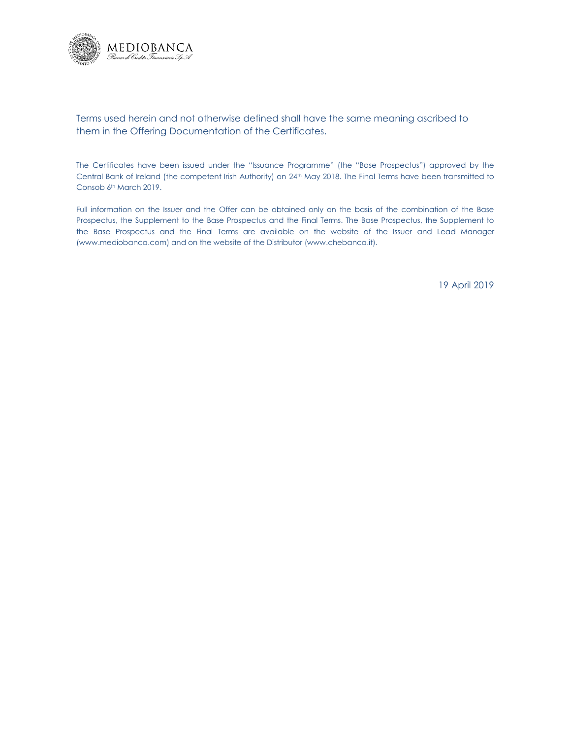Terms used herein and not otherwise defined shall have the same meaning ascribed to them in the Offering Documentation of the Certificates.

The Certificates have been issued under the "Issuance Programme" (the "Base Prospectus") approved by the Central Bank of Ireland (the competent Irish Authority) on 24th May 2018. The Final Terms have been transmitted to Consob 6th March 2019.

Full information on the Issuer and the Offer can be obtained only on the basis of the combination of the Base Prospectus, the Supplement to the Base Prospectus and the Final Terms. The Base Prospectus, the Supplement to the Base Prospectus and the Final Terms are available on the website of the Issuer and Lead Manager (www.mediobanca.com) and on the website of the Distributor (www.chebanca.it).

19 April 2019